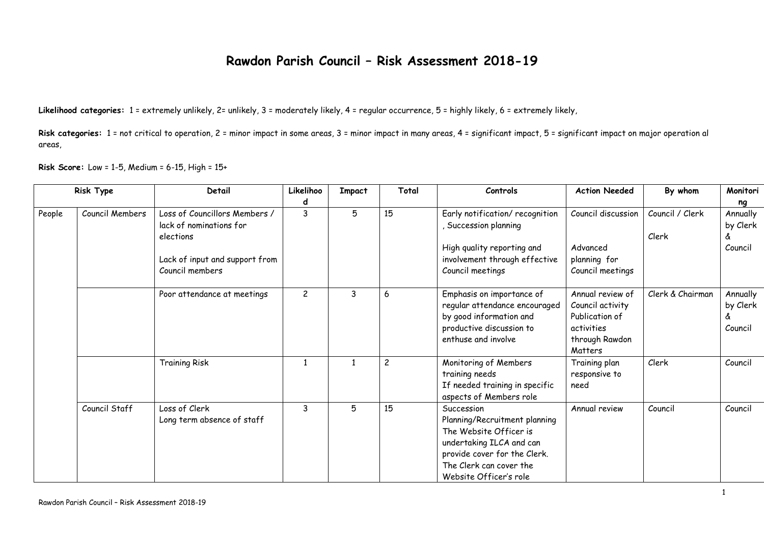# Rawdon Parish Council – Risk Assessment 2018-19

**Likelihood categories:** 1 = extremely unlikely, 2= unlikely, 3 = moderately likely, 4 = regular occurrence, 5 = highly likely, 6 = extremely likely,

**Risk categories:** 1 = not critical to operation, 2 = minor impact in some areas, 3 = minor impact in many areas, 4 = significant impact, 5 = significant impact on major operation al areas,

**Risk Score:** Low = 1-5, Medium = 6-15, High = 15+

| Risk Type | | Detail | Likelihood | Impact | Total | Controls | Action Needed | By whom | Monitoring |
|---|---|---|---|---|---|---|---|---|---|
| People | Council Members | Loss of Councillors Members / lack of nominations for elections<br><br>Lack of input and support from Council members | 3 | 5 | 15 | Early notification/ recognition , Succession planning<br><br>High quality reporting and involvement through effective Council meetings | Council discussion<br><br>Advanced planning for Council meetings | Council / Clerk<br><br>Clerk | Annually by Clerk & Council |
| | | Poor attendance at meetings | 2 | 3 | 6 | Emphasis on importance of regular attendance encouraged by good information and productive discussion to enthuse and involve | Annual review of Council activity Publication of activities through Rawdon Matters | Clerk & Chairman | Annually by Clerk & Council |
| | | Training Risk | 1 | 1 | 2 | Monitoring of Members training needs<br>If needed training in specific aspects of Members role | Training plan responsive to need | Clerk | Council |
| | Council Staff | Loss of Clerk<br>Long term absence of staff | 3 | 5 | 15 | Succession Planning/Recruitment planning<br>The Website Officer is undertaking ILCA and can provide cover for the Clerk.<br>The Clerk can cover the Website Officer's role | Annual review | Council | Council |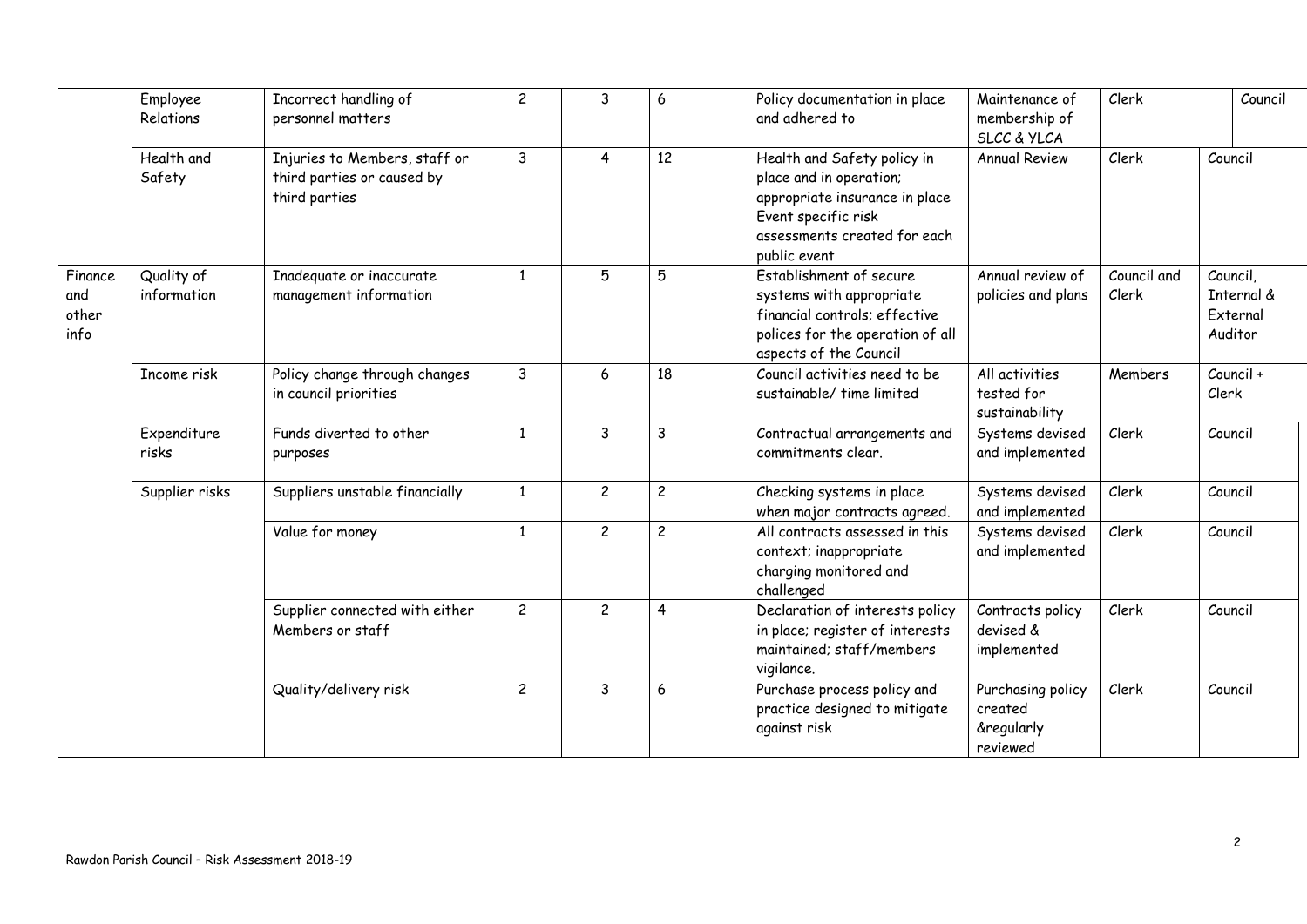| | | | | | | | | | |
|---|---|---|---|---|---|---|---|---|---|
| | Employee Relations | Incorrect handling of personnel matters | 2 | 3 | 6 | Policy documentation in place and adhered to | Maintenance of membership of SLCC & YLCA | Clerk | Council |
| | Health and Safety | Injuries to Members, staff or third parties or caused by third parties | 3 | 4 | 12 | Health and Safety policy in place and in operation; appropriate insurance in place Event specific risk assessments created for each public event | Annual Review | Clerk | Council |
| Finance and other info | Quality of information | Inadequate or inaccurate management information | 1 | 5 | 5 | Establishment of secure systems with appropriate financial controls; effective polices for the operation of all aspects of the Council | Annual review of policies and plans | Council and Clerk | Council, Internal & External Auditor |
| | Income risk | Policy change through changes in council priorities | 3 | 6 | 18 | Council activities need to be sustainable/ time limited | All activities tested for sustainability | Members | Council + Clerk |
| | Expenditure risks | Funds diverted to other purposes | 1 | 3 | 3 | Contractual arrangements and commitments clear. | Systems devised and implemented | Clerk | Council |
| | Supplier risks | Suppliers unstable financially | 1 | 2 | 2 | Checking systems in place when major contracts agreed. | Systems devised and implemented | Clerk | Council |
| | | Value for money | 1 | 2 | 2 | All contracts assessed in this context; inappropriate charging monitored and challenged | Systems devised and implemented | Clerk | Council |
| | | Supplier connected with either Members or staff | 2 | 2 | 4 | Declaration of interests policy in place; register of interests maintained; staff/members vigilance. | Contracts policy devised & implemented | Clerk | Council |
| | | Quality/delivery risk | 2 | 3 | 6 | Purchase process policy and practice designed to mitigate against risk | Purchasing policy created &regularly reviewed | Clerk | Council |